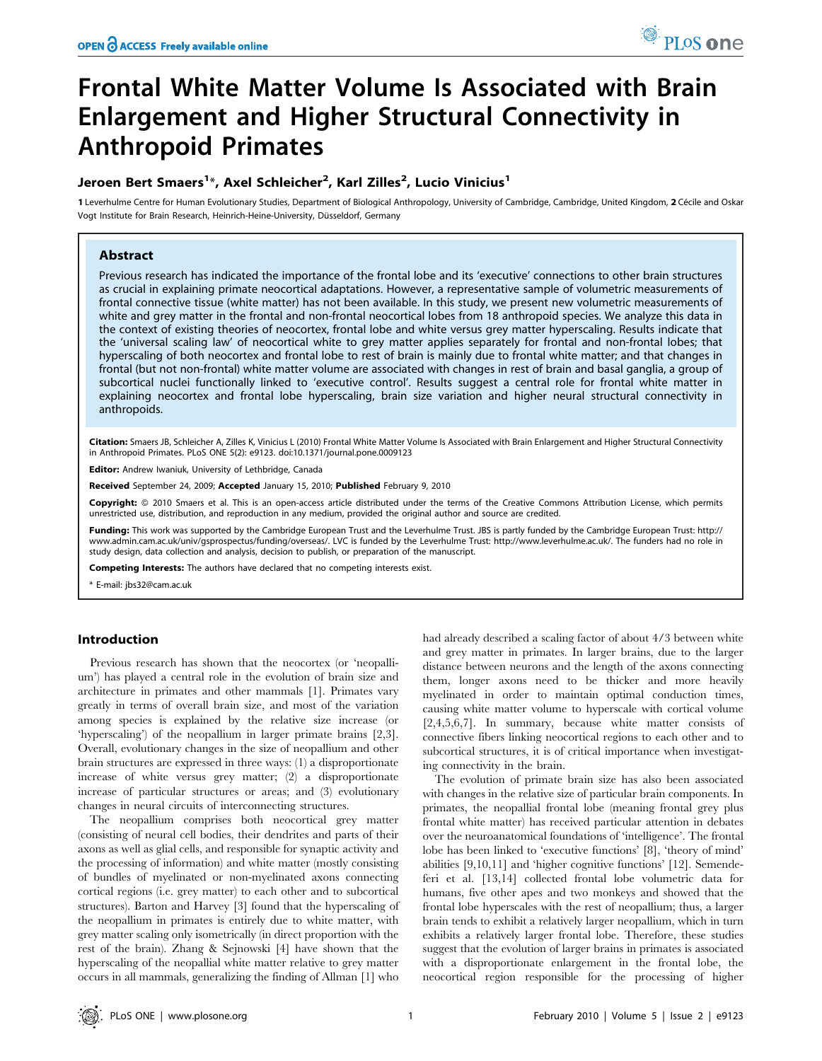# Frontal White Matter Volume Is Associated with Brain Enlargement and Higher Structural Connectivity in Anthropoid Primates

**Jeroen Bert Smaers[1]\*, Axel Schleicher[2], Karl Zilles[2], Lucio Vinicius[1]**

1 Leverhulme Centre for Human Evolutionary Studies, Department of Biological Anthropology, University of Cambridge, Cambridge, United Kingdom, 2 Cécile and Oskar Vogt Institute for Brain Research, Heinrich-Heine-University, Düsseldorf, Germany

## Abstract

Previous research has indicated the importance of the frontal lobe and its 'executive' connections to other brain structures as crucial in explaining primate neocortical adaptations. However, a representative sample of volumetric measurements of frontal connective tissue (white matter) has not been available. In this study, we present new volumetric measurements of white and grey matter in the frontal and non-frontal neocortical lobes from 18 anthropoid species. We analyze this data in the context of existing theories of neocortex, frontal lobe and white versus grey matter hyperscaling. Results indicate that the 'universal scaling law' of neocortical white to grey matter applies separately for frontal and non-frontal lobes; that hyperscaling of both neocortex and frontal lobe to rest of brain is mainly due to frontal white matter; and that changes in frontal (but not non-frontal) white matter volume are associated with changes in rest of brain and basal ganglia, a group of subcortical nuclei functionally linked to 'executive control'. Results suggest a central role for frontal white matter in explaining neocortex and frontal lobe hyperscaling, brain size variation and higher neural structural connectivity in anthropoids.

**Citation:** Smaers JB, Schleicher A, Zilles K, Vinicius L (2010) Frontal White Matter Volume Is Associated with Brain Enlargement and Higher Structural Connectivity in Anthropoid Primates. PLoS ONE 5(2): e9123. doi:10.1371/journal.pone.0009123

**Editor:** Andrew Iwaniuk, University of Lethbridge, Canada

**Received** September 24, 2009; **Accepted** January 15, 2010; **Published** February 9, 2010

**Copyright:** © 2010 Smaers et al. This is an open-access article distributed under the terms of the Creative Commons Attribution License, which permits unrestricted use, distribution, and reproduction in any medium, provided the original author and source are credited.

**Funding:** This work was supported by the Cambridge European Trust and the Leverhulme Trust. JBS is partly funded by the Cambridge European Trust: http://www.admin.cam.ac.uk/univ/gsprospectus/funding/overseas/. LVC is funded by the Leverhulme Trust: http://www.leverhulme.ac.uk/. The funders had no role in study design, data collection and analysis, decision to publish, or preparation of the manuscript.

**Competing Interests:** The authors have declared that no competing interests exist.

\* E-mail: jbs32@cam.ac.uk

## Introduction

Previous research has shown that the neocortex (or 'neopallium') has played a central role in the evolution of brain size and architecture in primates and other mammals [1]. Primates vary greatly in terms of overall brain size, and most of the variation among species is explained by the relative size increase (or 'hyperscaling') of the neopallium in larger primate brains [2,3]. Overall, evolutionary changes in the size of neopallium and other brain structures are expressed in three ways: (1) a disproportionate increase of white versus grey matter; (2) a disproportionate increase of particular structures or areas; and (3) evolutionary changes in neural circuits of interconnecting structures.

The neopallium comprises both neocortical grey matter (consisting of neural cell bodies, their dendrites and parts of their axons as well as glial cells, and responsible for synaptic activity and the processing of information) and white matter (mostly consisting of bundles of myelinated or non-myelinated axons connecting cortical regions (i.e. grey matter) to each other and to subcortical structures). Barton and Harvey [3] found that the hyperscaling of the neopallium in primates is entirely due to white matter, with grey matter scaling only isometrically (in direct proportion with the rest of the brain). Zhang & Sejnowski [4] have shown that the hyperscaling of the neopallial white matter relative to grey matter occurs in all mammals, generalizing the finding of Allman [1] who had already described a scaling factor of about 4/3 between white and grey matter in primates. In larger brains, due to the larger distance between neurons and the length of the axons connecting them, longer axons need to be thicker and more heavily myelinated in order to maintain optimal conduction times, causing white matter volume to hyperscale with cortical volume [2,4,5,6,7]. In summary, because white matter consists of connective fibers linking neocortical regions to each other and to subcortical structures, it is of critical importance when investigating connectivity in the brain.

The evolution of primate brain size has also been associated with changes in the relative size of particular brain components. In primates, the neopallial frontal lobe (meaning frontal grey plus frontal white matter) has received particular attention in debates over the neuroanatomical foundations of 'intelligence'. The frontal lobe has been linked to 'executive functions' [8], 'theory of mind' abilities [9,10,11] and 'higher cognitive functions' [12]. Semendeferi et al. [13,14] collected frontal lobe volumetric data for humans, five other apes and two monkeys and showed that the frontal lobe hyperscales with the rest of neopallium; thus, a larger brain tends to exhibit a relatively larger neopallium, which in turn exhibits a relatively larger frontal lobe. Therefore, these studies suggest that the evolution of larger brains in primates is associated with a disproportionate enlargement in the frontal lobe, the neocortical region responsible for the processing of higher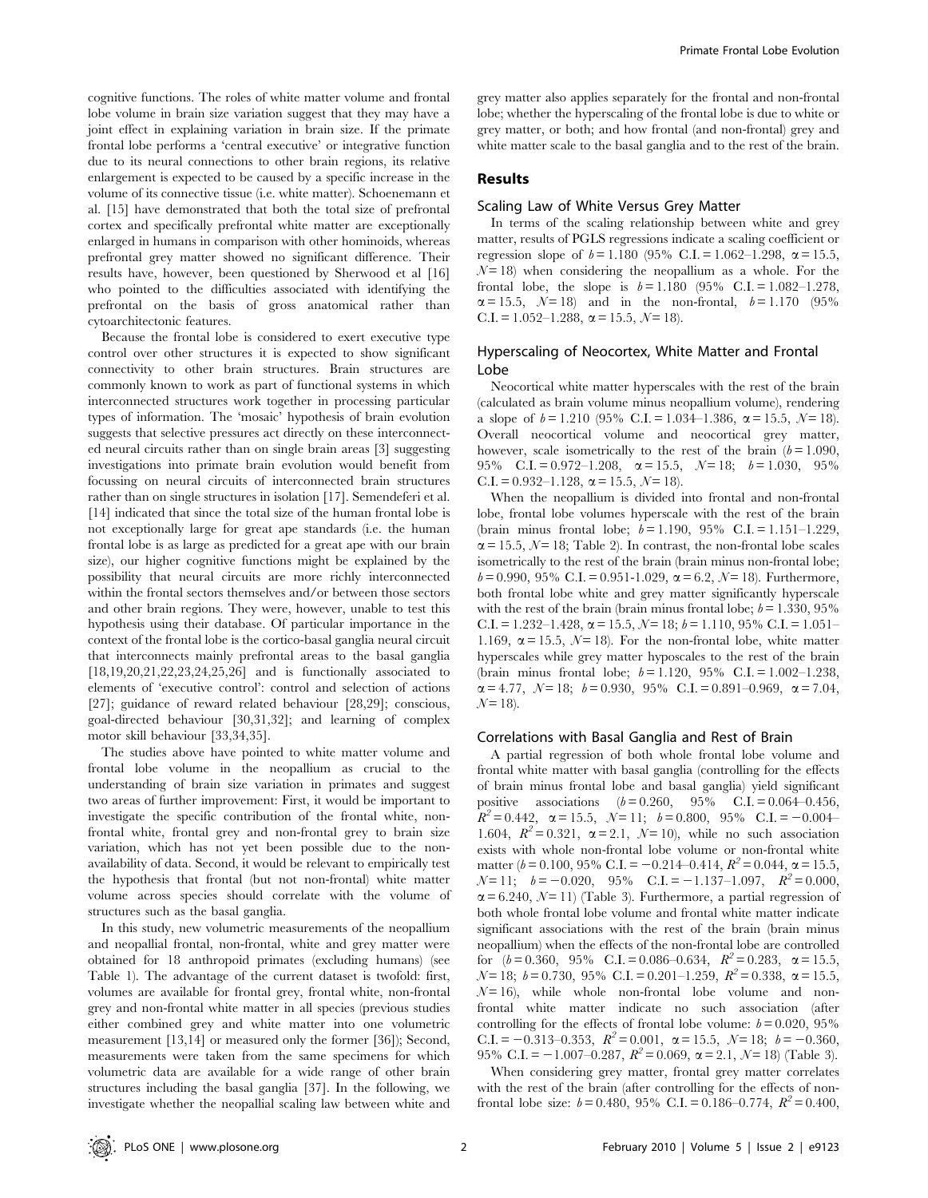cognitive functions. The roles of white matter volume and frontal lobe volume in brain size variation suggest that they may have a joint effect in explaining variation in brain size. If the primate frontal lobe performs a 'central executive' or integrative function due to its neural connections to other brain regions, its relative enlargement is expected to be caused by a specific increase in the volume of its connective tissue (i.e. white matter). Schoenemann et al. [15] have demonstrated that both the total size of prefrontal cortex and specifically prefrontal white matter are exceptionally enlarged in humans in comparison with other hominoids, whereas prefrontal grey matter showed no significant difference. Their results have, however, been questioned by Sherwood et al [16] who pointed to the difficulties associated with identifying the prefrontal on the basis of gross anatomical rather than cytoarchitectonic features.

Because the frontal lobe is considered to exert executive type control over other structures it is expected to show significant connectivity to other brain structures. Brain structures are commonly known to work as part of functional systems in which interconnected structures work together in processing particular types of information. The 'mosaic' hypothesis of brain evolution suggests that selective pressures act directly on these interconnected neural circuits rather than on single brain areas [3] suggesting investigations into primate brain evolution would benefit from focussing on neural circuits of interconnected brain structures rather than on single structures in isolation [17]. Semendeferi et al. [14] indicated that since the total size of the human frontal lobe is not exceptionally large for great ape standards (i.e. the human frontal lobe is as large as predicted for a great ape with our brain size), our higher cognitive functions might be explained by the possibility that neural circuits are more richly interconnected within the frontal sectors themselves and/or between those sectors and other brain regions. They were, however, unable to test this hypothesis using their database. Of particular importance in the context of the frontal lobe is the cortico-basal ganglia neural circuit that interconnects mainly prefrontal areas to the basal ganglia [18,19,20,21,22,23,24,25,26] and is functionally associated to elements of 'executive control': control and selection of actions [27]; guidance of reward related behaviour [28,29]; conscious, goal-directed behaviour [30,31,32]; and learning of complex motor skill behaviour [33,34,35].

The studies above have pointed to white matter volume and frontal lobe volume in the neopallium as crucial to the understanding of brain size variation in primates and suggest two areas of further improvement: First, it would be important to investigate the specific contribution of the frontal white, non-frontal white, frontal grey and non-frontal grey to brain size variation, which has not yet been possible due to the non-availability of data. Second, it would be relevant to empirically test the hypothesis that frontal (but not non-frontal) white matter volume across species should correlate with the volume of structures such as the basal ganglia.

In this study, new volumetric measurements of the neopallium and neopallial frontal, non-frontal, white and grey matter were obtained for 18 anthropoid primates (excluding humans) (see Table 1). The advantage of the current dataset is twofold: first, volumes are available for frontal grey, frontal white, non-frontal grey and non-frontal white matter in all species (previous studies either combined grey and white matter into one volumetric measurement [13,14] or measured only the former [36]); Second, measurements were taken from the same specimens for which volumetric data are available for a wide range of other brain structures including the basal ganglia [37]. In the following, we investigate whether the neopallial scaling law between white and grey matter also applies separately for the frontal and non-frontal lobe; whether the hyperscaling of the frontal lobe is due to white or grey matter, or both; and how frontal (and non-frontal) grey and white matter scale to the basal ganglia and to the rest of the brain.

## Results

### Scaling Law of White Versus Grey Matter

In terms of the scaling relationship between white and grey matter, results of PGLS regressions indicate a scaling coefficient or regression slope of $b = 1.180$ (95% C.I. = 1.062–1.298, $\alpha = 15.5$, $N = 18$) when considering the neopallium as a whole. For the frontal lobe, the slope is $b = 1.180$ (95% C.I. = 1.082–1.278, $\alpha = 15.5$, $N = 18$) and in the non-frontal, $b = 1.170$ (95% C.I. = 1.052–1.288, $\alpha = 15.5$, $N = 18$).

### Hyperscaling of Neocortex, White Matter and Frontal Lobe

Neocortical white matter hyperscales with the rest of the brain (calculated as brain volume minus neopallium volume), rendering a slope of $b = 1.210$ (95% C.I. = 1.034–1.386, $\alpha = 15.5$, $N = 18$). Overall neocortical volume and neocortical grey matter, however, scale isometrically to the rest of the brain ($b = 1.090$, 95% C.I. = 0.972–1.208, $\alpha = 15.5$, $N = 18$; $b = 1.030$, 95% C.I. = 0.932–1.128, $\alpha = 15.5$, $N = 18$).

When the neopallium is divided into frontal and non-frontal lobe, frontal lobe volumes hyperscale with the rest of the brain (brain minus frontal lobe; $b = 1.190$, 95% C.I. = 1.151–1.229, $\alpha = 15.5$, $N = 18$; Table 2). In contrast, the non-frontal lobe scales isometrically to the rest of the brain (brain minus non-frontal lobe; $b = 0.990$, 95% C.I. = 0.951-1.029, $\alpha = 6.2$, $N = 18$). Furthermore, both frontal lobe white and grey matter significantly hyperscale with the rest of the brain (brain minus frontal lobe; $b = 1.330$, 95% C.I. = 1.232–1.428, $\alpha = 15.5$, $N = 18$; $b = 1.110$, 95% C.I. = 1.051–1.169, $\alpha = 15.5$, $N = 18$). For the non-frontal lobe, white matter hyperscales while grey matter hyposcales to the rest of the brain (brain minus frontal lobe; $b = 1.120$, 95% C.I. = 1.002–1.238, $\alpha = 4.77$, $N = 18$; $b = 0.930$, 95% C.I. = 0.891–0.969, $\alpha = 7.04$, $N = 18$).

### Correlations with Basal Ganglia and Rest of Brain

A partial regression of both whole frontal lobe volume and frontal white matter with basal ganglia (controlling for the effects of brain minus frontal lobe and basal ganglia) yield significant positive associations ($b = 0.260$, 95% C.I. = 0.064–0.456, $R^2 = 0.442$, $\alpha = 15.5$, $N = 11$; $b = 0.800$, 95% C.I. = −0.004–1.604, $R^2 = 0.321$, $\alpha = 2.1$, $N = 10$), while no such association exists with whole non-frontal lobe volume or non-frontal white matter ($b = 0.100$, 95% C.I. = −0.214–0.414, $R^2 = 0.044$, $\alpha = 15.5$, $N = 11$; $b = -0.020$, 95% C.I. = −1.137–1.097, $R^2 = 0.000$, $\alpha = 6.240$, $N = 11$) (Table 3). Furthermore, a partial regression of both whole frontal lobe volume and frontal white matter indicate significant associations with the rest of the brain (brain minus neopallium) when the effects of the non-frontal lobe are controlled for ($b = 0.360$, 95% C.I. = 0.086–0.634, $R^2 = 0.283$, $\alpha = 15.5$, $N = 18$; $b = 0.730$, 95% C.I. = 0.201–1.259, $R^2 = 0.338$, $\alpha = 15.5$, $N = 16$), while whole non-frontal lobe volume and non-frontal white matter indicate no such association (after controlling for the effects of frontal lobe volume: $b = 0.020$, 95% C.I. = −0.313–0.353, $R^2 = 0.001$, $\alpha = 15.5$, $N = 18$; $b = -0.360$, 95% C.I. = −1.007–0.287, $R^2 = 0.069$, $\alpha = 2.1$, $N = 18$) (Table 3).

When considering grey matter, frontal grey matter correlates with the rest of the brain (after controlling for the effects of non-frontal lobe size: $b = 0.480$, 95% C.I. = 0.186–0.774, $R^2 = 0.400$,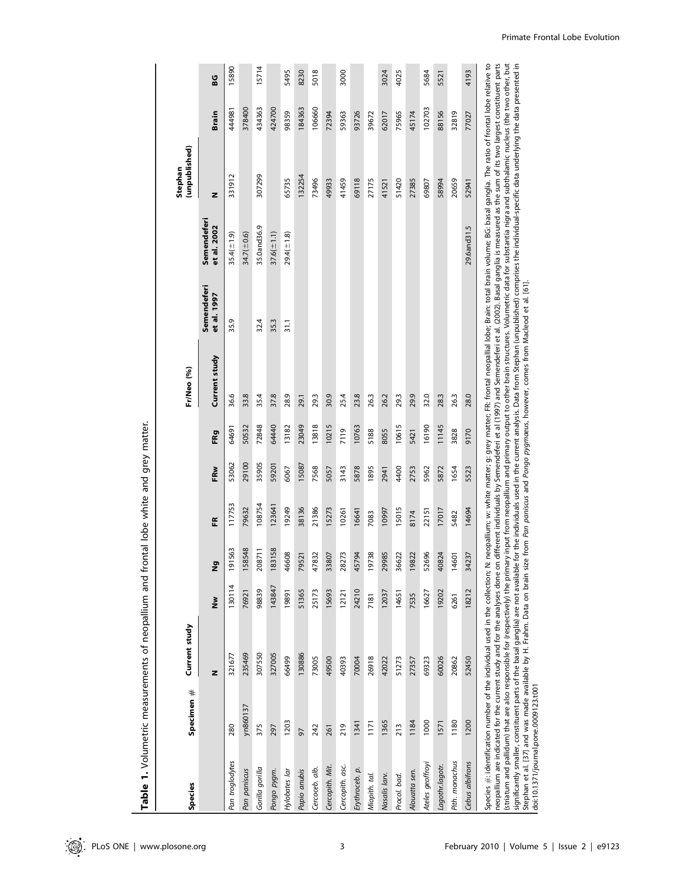**Table 1.** Volumetric measurements of neopallium and frontal lobe white and grey matter.

| Species | Specimen # | Current study | | | | | | Fr/Neo (%) | | | | Stephan (unpublished) | | |
|---|---|---|---|---|---|---|---|---|---|---|---|---|---|---|
| | | N | Nw | Ng | FR | FRw | FRg | Current study | Semendeferi et al. 1997 | Semendeferi et al. 2002 | N | Brain | BG |
| Pan troglodytes | 280 | 321677 | 130114 | 191563 | 117753 | 53062 | 64691 | 36.6 | 35.9 | 35.4(±1.9) | 331912 | 444981 | 15890 |
| Pan paniscus | yn860137 | 235469 | 76921 | 158548 | 79632 | 29100 | 50532 | 33.8 | | 34.7(±0.6) | | 378400 | |
| Gorilla gorilla | 375 | 307550 | 98839 | 208711 | 108754 | 35905 | 72848 | 35.4 | 32.4 | 35.0and36.9 | 307299 | 434363 | 15714 |
| Pongo pygm. | 297 | 327005 | 143847 | 183158 | 123641 | 59201 | 64440 | 37.8 | 35.3 | 37.6(±1.1) | | 424700 | |
| Hylobates lar | 1203 | 66499 | 19891 | 46608 | 19249 | 6067 | 13182 | 28.9 | 31.1 | 29.4(±1.8) | 65735 | 98359 | 5495 |
| Papio anubis | 97 | 130886 | 51365 | 79521 | 38136 | 15087 | 23049 | 29.1 | | | 132254 | 184363 | 8230 |
| Cercoceb. alb. | 242 | 73005 | 25173 | 47832 | 21386 | 7568 | 13818 | 29.3 | | | 73496 | 106660 | 5018 |
| Cercopith. Mit. | 261 | 49500 | 15693 | 33807 | 15273 | 5057 | 10215 | 30.9 | | | 49933 | 72394 | |
| Cercopith. asc. | 219 | 40393 | 12121 | 28273 | 10261 | 3143 | 7119 | 25.4 | | | 41459 | 59363 | 3000 |
| Erythroceb. p. | 1341 | 70004 | 24210 | 45794 | 16641 | 5878 | 10763 | 23.8 | | | 69118 | 93726 | |
| Miopith. tal. | 1171 | 26918 | 7181 | 19738 | 7083 | 1895 | 5188 | 26.3 | | | 27175 | 39672 | |
| Nasalis larv. | 1365 | 42022 | 12037 | 29985 | 10997 | 2941 | 8055 | 26.2 | | | 41521 | 62017 | 3024 |
| Procol. bad. | 213 | 51273 | 14651 | 36622 | 15015 | 4400 | 10615 | 29.3 | | | 51420 | 75965 | 4025 |
| Alouatta sen. | 1184 | 27357 | 7535 | 19822 | 8174 | 2753 | 5421 | 29.9 | | | 27385 | 45174 | |
| Ateles geoffroyi | 1000 | 69323 | 16627 | 52696 | 22151 | 5962 | 16190 | 32.0 | | | 69807 | 102703 | 5684 |
| Lagothr.lagotr. | 1571 | 60026 | 19202 | 40824 | 17017 | 5872 | 11145 | 28.3 | | | 58994 | 88156 | 5521 |
| Pith. monachus | 1180 | 20862 | 6261 | 14601 | 5482 | 1654 | 3828 | 26.3 | | | 20659 | 32819 | |
| Cebus albifrons | 1200 | 52450 | 18212 | 34237 | 14694 | 5523 | 9170 | 28.0 | | 29.6and31.5 | 52941 | 77027 | 4193 |

Species #: identification number of the individual used in the collection; N: neopallium; w: white matter; g: grey matter; FR: frontal neopallial lobe; Brain: total brain volume; BG: basal ganglia. The ratio of frontal lobe relative to neopallium are indicated for the current study and for the analyses done on different individuals by Semendeferi et al (1997) and Semendeferi et al. (2002). Basal ganglia is measured as the sum of its two largest constituent parts (striatum and pallidum) that are also responsible for (respectively) the primary input from neopallium and primary output to other brain structures. Volumetric data for substantia nigra and subthalamic nucleus (the two other, but significantly smaller, constituent parts of the basal ganglia) are not available for the individuals used in the current analysis. Data from Stephan (unpublished) comprises the individual-specific data underlying the data presented in Stephan et al. [37] and was made available by H. Frahm. Data on brain size from *Pan paniscus* and *Pongo pygmaeus*, however, comes from Macleod et al. [61].

doi:10.1371/journal.pone.0009123.t001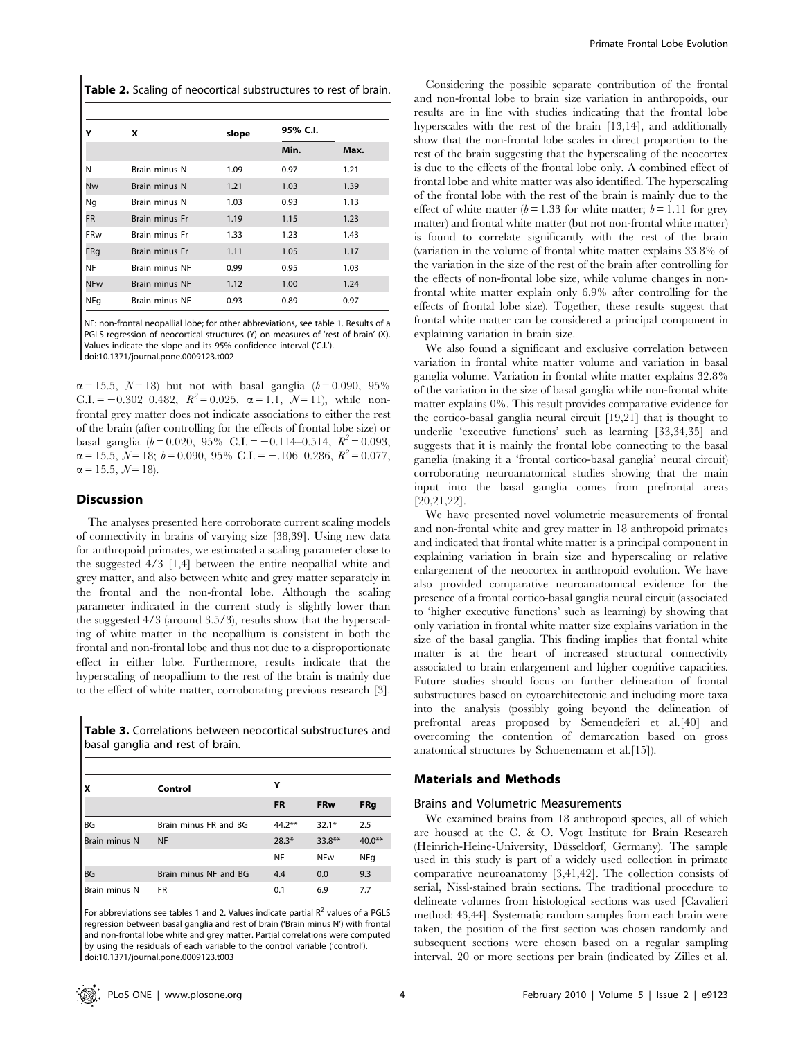**Table 2.** Scaling of neocortical substructures to rest of brain.

| Y | X | slope | 95% C.I. | |
|---|---|---|---|---|
| | | | Min. | Max. |
| N | Brain minus N | 1.09 | 0.97 | 1.21 |
| Nw | Brain minus N | 1.21 | 1.03 | 1.39 |
| Ng | Brain minus N | 1.03 | 0.93 | 1.13 |
| FR | Brain minus Fr | 1.19 | 1.15 | 1.23 |
| FRw | Brain minus Fr | 1.33 | 1.23 | 1.43 |
| FRg | Brain minus Fr | 1.11 | 1.05 | 1.17 |
| NF | Brain minus NF | 0.99 | 0.95 | 1.03 |
| NFw | Brain minus NF | 1.12 | 1.00 | 1.24 |
| NFg | Brain minus NF | 0.93 | 0.89 | 0.97 |

NF: non-frontal neopallial lobe; for other abbreviations, see table 1. Results of a PGLS regression of neocortical structures (Y) on measures of 'rest of brain' (X). Values indicate the slope and its 95% confidence interval ('C.I.').
doi:10.1371/journal.pone.0009123.t002

$\alpha = 15.5$, $N = 18$) but not with basal ganglia ($b = 0.090$, 95% C.I. $= -0.302$–$0.482$, $R^2 = 0.025$, $\alpha = 1.1$, $N = 11$), while non-frontal grey matter does not indicate associations to either the rest of the brain (after controlling for the effects of frontal lobe size) or basal ganglia ($b = 0.020$, 95% C.I. $= -0.114$–$0.514$, $R^2 = 0.093$, $\alpha = 15.5$, $N = 18$; $b = 0.090$, 95% C.I. $= -.106$–$0.286$, $R^2 = 0.077$, $\alpha = 15.5$, $N = 18$).

## Discussion

The analyses presented here corroborate current scaling models of connectivity in brains of varying size [38,39]. Using new data for anthropoid primates, we estimated a scaling parameter close to the suggested 4/3 [1,4] between the entire neopallial white and grey matter, and also between white and grey matter separately in the frontal and the non-frontal lobe. Although the scaling parameter indicated in the current study is slightly lower than the suggested 4/3 (around 3.5/3), results show that the hyperscaling of white matter in the neopallium is consistent in both the frontal and non-frontal lobe and thus not due to a disproportionate effect in either lobe. Furthermore, results indicate that the hyperscaling of neopallium to the rest of the brain is mainly due to the effect of white matter, corroborating previous research [3].

**Table 3.** Correlations between neocortical substructures and basal ganglia and rest of brain.

| X | Control | Y | | |
|---|---|---|---|---|
| | | FR | FRw | FRg |
| BG | Brain minus FR and BG | 44.2** | 32.1* | 2.5 |
| Brain minus N | NF | 28.3* | 33.8** | 40.0** |
| | | NF | NFw | NFg |
| BG | Brain minus NF and BG | 4.4 | 0.0 | 9.3 |
| Brain minus N | FR | 0.1 | 6.9 | 7.7 |

For abbreviations see tables 1 and 2. Values indicate partial $R^2$ values of a PGLS regression between basal ganglia and rest of brain ('Brain minus N') with frontal and non-frontal lobe white and grey matter. Partial correlations were computed by using the residuals of each variable to the control variable ('control').
doi:10.1371/journal.pone.0009123.t003

Considering the possible separate contribution of the frontal and non-frontal lobe to brain size variation in anthropoids, our results are in line with studies indicating that the frontal lobe hyperscales with the rest of the brain [13,14], and additionally show that the non-frontal lobe scales in direct proportion to the rest of the brain suggesting that the hyperscaling of the neocortex is due to the effects of the frontal lobe only. A combined effect of frontal lobe and white matter was also identified. The hyperscaling of the frontal lobe with the rest of the brain is mainly due to the effect of white matter ($b = 1.33$ for white matter; $b = 1.11$ for grey matter) and frontal white matter (but not non-frontal white matter) is found to correlate significantly with the rest of the brain (variation in the volume of frontal white matter explains 33.8% of the variation in the size of the rest of the brain after controlling for the effects of non-frontal lobe size, while volume changes in non-frontal white matter explain only 6.9% after controlling for the effects of frontal lobe size). Together, these results suggest that frontal white matter can be considered a principal component in explaining variation in brain size.

We also found a significant and exclusive correlation between variation in frontal white matter volume and variation in basal ganglia volume. Variation in frontal white matter explains 32.8% of the variation in the size of basal ganglia while non-frontal white matter explains 0%. This result provides comparative evidence for the cortico-basal ganglia neural circuit [19,21] that is thought to underlie 'executive functions' such as learning [33,34,35] and suggests that it is mainly the frontal lobe connecting to the basal ganglia (making it a 'frontal cortico-basal ganglia' neural circuit) corroborating neuroanatomical studies showing that the main input into the basal ganglia comes from prefrontal areas [20,21,22].

We have presented novel volumetric measurements of frontal and non-frontal white and grey matter in 18 anthropoid primates and indicated that frontal white matter is a principal component in explaining variation in brain size and hyperscaling or relative enlargement of the neocortex in anthropoid evolution. We have also provided comparative neuroanatomical evidence for the presence of a frontal cortico-basal ganglia neural circuit (associated to 'higher executive functions' such as learning) by showing that only variation in frontal white matter size explains variation in the size of the basal ganglia. This finding implies that frontal white matter is at the heart of increased structural connectivity associated to brain enlargement and higher cognitive capacities. Future studies should focus on further delineation of frontal substructures based on cytoarchitectonic and including more taxa into the analysis (possibly going beyond the delineation of prefrontal areas proposed by Semendeferi et al.[40] and overcoming the contention of demarcation based on gross anatomical structures by Schoenemann et al.[15]).

## Materials and Methods

### Brains and Volumetric Measurements

We examined brains from 18 anthropoid species, all of which are housed at the C. & O. Vogt Institute for Brain Research (Heinrich-Heine-University, Düsseldorf, Germany). The sample used in this study is part of a widely used collection in primate comparative neuroanatomy [3,41,42]. The collection consists of serial, Nissl-stained brain sections. The traditional procedure to delineate volumes from histological sections was used [Cavalieri method: 43,44]. Systematic random samples from each brain were taken, the position of the first section was chosen randomly and subsequent sections were chosen based on a regular sampling interval. 20 or more sections per brain (indicated by Zilles et al.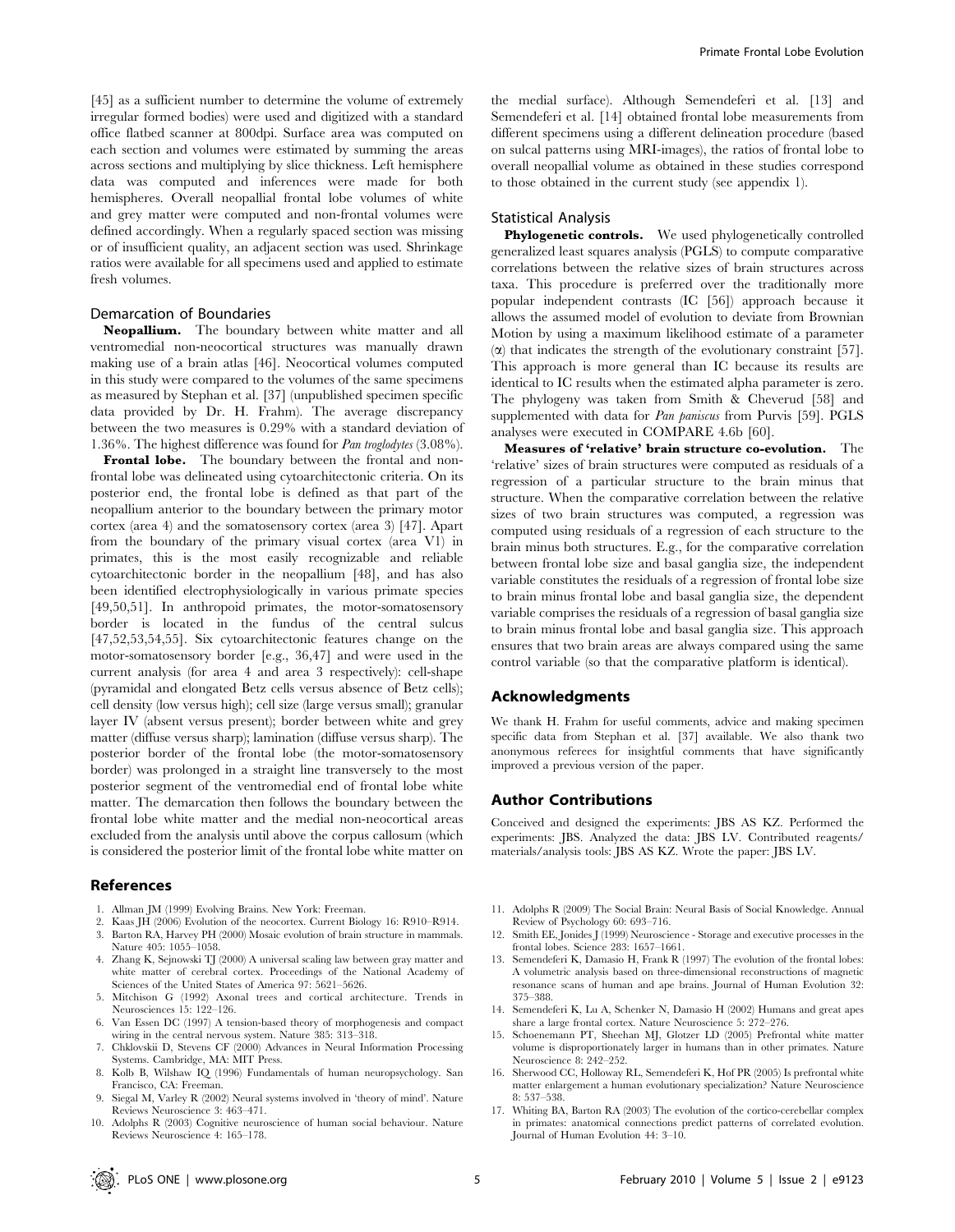[45] as a sufficient number to determine the volume of extremely irregular formed bodies) were used and digitized with a standard office flatbed scanner at 800dpi. Surface area was computed on each section and volumes were estimated by summing the areas across sections and multiplying by slice thickness. Left hemisphere data was computed and inferences were made for both hemispheres. Overall neopallial frontal lobe volumes of white and grey matter were computed and non-frontal volumes were defined accordingly. When a regularly spaced section was missing or of insufficient quality, an adjacent section was used. Shrinkage ratios were available for all specimens used and applied to estimate fresh volumes.

### Demarcation of Boundaries

**Neopallium.** The boundary between white matter and all ventromedial non-neocortical structures was manually drawn making use of a brain atlas [46]. Neocortical volumes computed in this study were compared to the volumes of the same specimens as measured by Stephan et al. [37] (unpublished specimen specific data provided by Dr. H. Frahm). The average discrepancy between the two measures is 0.29% with a standard deviation of 1.36%. The highest difference was found for *Pan troglodytes* (3.08%).

**Frontal lobe.** The boundary between the frontal and non-frontal lobe was delineated using cytoarchitectonic criteria. On its posterior end, the frontal lobe is defined as that part of the neopallium anterior to the boundary between the primary motor cortex (area 4) and the somatosensory cortex (area 3) [47]. Apart from the boundary of the primary visual cortex (area V1) in primates, this is the most easily recognizable and reliable cytoarchitectonic border in the neopallium [48], and has also been identified electrophysiologically in various primate species [49,50,51]. In anthropoid primates, the motor-somatosensory border is located in the fundus of the central sulcus [47,52,53,54,55]. Six cytoarchitectonic features change on the motor-somatosensory border [e.g., 36,47] and were used in the current analysis (for area 4 and area 3 respectively): cell-shape (pyramidal and elongated Betz cells versus absence of Betz cells); cell density (low versus high); cell size (large versus small); granular layer IV (absent versus present); border between white and grey matter (diffuse versus sharp); lamination (diffuse versus sharp). The posterior border of the frontal lobe (the motor-somatosensory border) was prolonged in a straight line transversely to the most posterior segment of the ventromedial end of frontal lobe white matter. The demarcation then follows the boundary between the frontal lobe white matter and the medial non-neocortical areas excluded from the analysis until above the corpus callosum (which is considered the posterior limit of the frontal lobe white matter on the medial surface). Although Semendeferi et al. [13] and Semendeferi et al. [14] obtained frontal lobe measurements from different specimens using a different delineation procedure (based on sulcal patterns using MRI-images), the ratios of frontal lobe to overall neopallial volume as obtained in these studies correspond to those obtained in the current study (see appendix 1).

### Statistical Analysis

**Phylogenetic controls.** We used phylogenetically controlled generalized least squares analysis (PGLS) to compute comparative correlations between the relative sizes of brain structures across taxa. This procedure is preferred over the traditionally more popular independent contrasts (IC [56]) approach because it allows the assumed model of evolution to deviate from Brownian Motion by using a maximum likelihood estimate of a parameter ($\alpha$) that indicates the strength of the evolutionary constraint [57]. This approach is more general than IC because its results are identical to IC results when the estimated alpha parameter is zero. The phylogeny was taken from Smith & Cheverud [58] and supplemented with data for *Pan paniscus* from Purvis [59]. PGLS analyses were executed in COMPARE 4.6b [60].

**Measures of 'relative' brain structure co-evolution.** The 'relative' sizes of brain structures were computed as residuals of a regression of a particular structure to the brain minus that structure. When the comparative correlation between the relative sizes of two brain structures was computed, a regression was computed using residuals of a regression of each structure to the brain minus both structures. E.g., for the comparative correlation between frontal lobe size and basal ganglia size, the independent variable constitutes the residuals of a regression of frontal lobe size to brain minus frontal lobe and basal ganglia size, the dependent variable comprises the residuals of a regression of basal ganglia size to brain minus frontal lobe and basal ganglia size. This approach ensures that two brain areas are always compared using the same control variable (so that the comparative platform is identical).

## Acknowledgments

We thank H. Frahm for useful comments, advice and making specimen specific data from Stephan et al. [37] available. We also thank two anonymous referees for insightful comments that have significantly improved a previous version of the paper.

## Author Contributions

Conceived and designed the experiments: JBS AS KZ. Performed the experiments: JBS. Analyzed the data: JBS LV. Contributed reagents/materials/analysis tools: JBS AS KZ. Wrote the paper: JBS LV.

## References

1. Allman JM (1999) Evolving Brains. New York: Freeman.
2. Kaas JH (2006) Evolution of the neocortex. Current Biology 16: R910–R914.
3. Barton RA, Harvey PH (2000) Mosaic evolution of brain structure in mammals. Nature 405: 1055–1058.
4. Zhang K, Sejnowski TJ (2000) A universal scaling law between gray matter and white matter of cerebral cortex. Proceedings of the National Academy of Sciences of the United States of America 97: 5621–5626.
5. Mitchison G (1992) Axonal trees and cortical architecture. Trends in Neurosciences 15: 122–126.
6. Van Essen DC (1997) A tension-based theory of morphogenesis and compact wiring in the central nervous system. Nature 385: 313–318.
7. Chklovskii D, Stevens CF (2000) Advances in Neural Information Processing Systems. Cambridge, MA: MIT Press.
8. Kolb B, Wilshaw IQ (1996) Fundamentals of human neuropsychology. San Francisco, CA: Freeman.
9. Siegal M, Varley R (2002) Neural systems involved in 'theory of mind'. Nature Reviews Neuroscience 3: 463–471.
10. Adolphs R (2003) Cognitive neuroscience of human social behaviour. Nature Reviews Neuroscience 4: 165–178.
11. Adolphs R (2009) The Social Brain: Neural Basis of Social Knowledge. Annual Review of Psychology 60: 693–716.
12. Smith EE, Jonides J (1999) Neuroscience - Storage and executive processes in the frontal lobes. Science 283: 1657–1661.
13. Semendeferi K, Damasio H, Frank R (1997) The evolution of the frontal lobes: A volumetric analysis based on three-dimensional reconstructions of magnetic resonance scans of human and ape brains. Journal of Human Evolution 32: 375–388.
14. Semendeferi K, Lu A, Schenker N, Damasio H (2002) Humans and great apes share a large frontal cortex. Nature Neuroscience 5: 272–276.
15. Schoenemann PT, Sheehan MJ, Glotzer LD (2005) Prefrontal white matter volume is disproportionately larger in humans than in other primates. Nature Neuroscience 8: 242–252.
16. Sherwood CC, Holloway RL, Semendeferi K, Hof PR (2005) Is prefrontal white matter enlargement a human evolutionary specialization? Nature Neuroscience 8: 537–538.
17. Whiting BA, Barton RA (2003) The evolution of the cortico-cerebellar complex in primates: anatomical connections predict patterns of correlated evolution. Journal of Human Evolution 44: 3–10.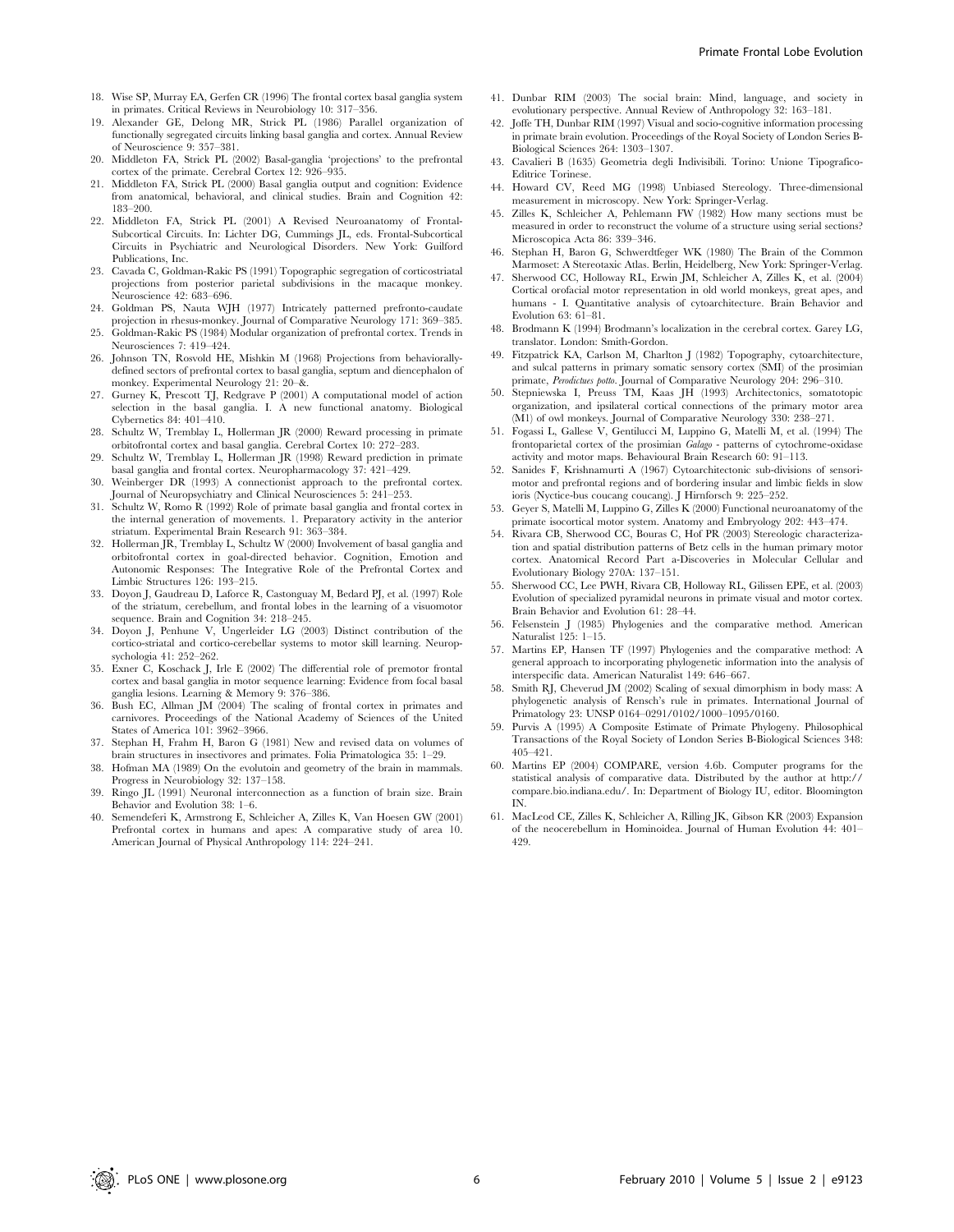18. Wise SP, Murray EA, Gerfen CR (1996) The frontal cortex basal ganglia system in primates. Critical Reviews in Neurobiology 10: 317–356.
19. Alexander GE, Delong MR, Strick PL (1986) Parallel organization of functionally segregated circuits linking basal ganglia and cortex. Annual Review of Neuroscience 9: 357–381.
20. Middleton FA, Strick PL (2002) Basal-ganglia 'projections' to the prefrontal cortex of the primate. Cerebral Cortex 12: 926–935.
21. Middleton FA, Strick PL (2000) Basal ganglia output and cognition: Evidence from anatomical, behavioral, and clinical studies. Brain and Cognition 42: 183–200.
22. Middleton FA, Strick PL (2001) A Revised Neuroanatomy of Frontal-Subcortical Circuits. In: Lichter DG, Cummings JL, eds. Frontal-Subcortical Circuits in Psychiatric and Neurological Disorders. New York: Guilford Publications, Inc.
23. Cavada C, Goldman-Rakic PS (1991) Topographic segregation of corticostriatal projections from posterior parietal subdivisions in the macaque monkey. Neuroscience 42: 683–696.
24. Goldman PS, Nauta WJH (1977) Intricately patterned prefronto-caudate projection in rhesus-monkey. Journal of Comparative Neurology 171: 369–385.
25. Goldman-Rakic PS (1984) Modular organization of prefrontal cortex. Trends in Neurosciences 7: 419–424.
26. Johnson TN, Rosvold HE, Mishkin M (1968) Projections from behaviorally-defined sectors of prefrontal cortex to basal ganglia, septum and diencephalon of monkey. Experimental Neurology 21: 20–&.
27. Gurney K, Prescott TJ, Redgrave P (2001) A computational model of action selection in the basal ganglia. I. A new functional anatomy. Biological Cybernetics 84: 401–410.
28. Schultz W, Tremblay L, Hollerman JR (2000) Reward processing in primate orbitofrontal cortex and basal ganglia. Cerebral Cortex 10: 272–283.
29. Schultz W, Tremblay L, Hollerman JR (1998) Reward prediction in primate basal ganglia and frontal cortex. Neuropharmacology 37: 421–429.
30. Weinberger DR (1993) A connectionist approach to the prefrontal cortex. Journal of Neuropsychiatry and Clinical Neurosciences 5: 241–253.
31. Schultz W, Romo R (1992) Role of primate basal ganglia and frontal cortex in the internal generation of movements. 1. Preparatory activity in the anterior striatum. Experimental Brain Research 91: 363–384.
32. Hollerman JR, Tremblay L, Schultz W (2000) Involvement of basal ganglia and orbitofrontal cortex in goal-directed behavior. Cognition, Emotion and Autonomic Responses: The Integrative Role of the Prefrontal Cortex and Limbic Structures 126: 193–215.
33. Doyon J, Gaudreau D, Laforce R, Castonguay M, Bedard PJ, et al. (1997) Role of the striatum, cerebellum, and frontal lobes in the learning of a visuomotor sequence. Brain and Cognition 34: 218–245.
34. Doyon J, Penhune V, Ungerleider LG (2003) Distinct contribution of the cortico-striatal and cortico-cerebellar systems to motor skill learning. Neuropsychologia 41: 252–262.
35. Exner C, Koschack J, Irle E (2002) The differential role of premotor frontal cortex and basal ganglia in motor sequence learning: Evidence from focal basal ganglia lesions. Learning & Memory 9: 376–386.
36. Bush EC, Allman JM (2004) The scaling of frontal cortex in primates and carnivores. Proceedings of the National Academy of Sciences of the United States of America 101: 3962–3966.
37. Stephan H, Frahm H, Baron G (1981) New and revised data on volumes of brain structures in insectivores and primates. Folia Primatologica 35: 1–29.
38. Hofman MA (1989) On the evolutoin and geometry of the brain in mammals. Progress in Neurobiology 32: 137–158.
39. Ringo JL (1991) Neuronal interconnection as a function of brain size. Brain Behavior and Evolution 38: 1–6.
40. Semendeferi K, Armstrong E, Schleicher A, Zilles K, Van Hoesen GW (2001) Prefrontal cortex in humans and apes: A comparative study of area 10. American Journal of Physical Anthropology 114: 224–241.
41. Dunbar RIM (2003) The social brain: Mind, language, and society in evolutionary perspective. Annual Review of Anthropology 32: 163–181.
42. Joffe TH, Dunbar RIM (1997) Visual and socio-cognitive information processing in primate brain evolution. Proceedings of the Royal Society of London Series B-Biological Sciences 264: 1303–1307.
43. Cavalieri B (1635) Geometria degli Indivisibili. Torino: Unione Tipografico-Editrice Torinese.
44. Howard CV, Reed MG (1998) Unbiased Stereology. Three-dimensional measurement in microscopy. New York: Springer-Verlag.
45. Zilles K, Schleicher A, Pehlemann FW (1982) How many sections must be measured in order to reconstruct the volume of a structure using serial sections? Microscopica Acta 86: 339–346.
46. Stephan H, Baron G, Schwerdtfeger WK (1980) The Brain of the Common Marmoset: A Stereotaxic Atlas. Berlin, Heidelberg, New York: Springer-Verlag.
47. Sherwood CC, Holloway RL, Erwin JM, Schleicher A, Zilles K, et al. (2004) Cortical orofacial motor representation in old world monkeys, great apes, and humans - I. Quantitative analysis of cytoarchitecture. Brain Behavior and Evolution 63: 61–81.
48. Brodmann K (1994) Brodmann's localization in the cerebral cortex. Garey LG, translator. London: Smith-Gordon.
49. Fitzpatrick KA, Carlson M, Charlton J (1982) Topography, cytoarchitecture, and sulcal patterns in primary somatic sensory cortex (SMI) of the prosimian primate, *Perodictus potto*. Journal of Comparative Neurology 204: 296–310.
50. Stepniewska I, Preuss TM, Kaas JH (1993) Architectonics, somatotopic organization, and ipsilateral cortical connections of the primary motor area (M1) of owl monkeys. Journal of Comparative Neurology 330: 238–271.
51. Fogassi L, Gallese V, Gentilucci M, Luppino G, Matelli M, et al. (1994) The frontoparietal cortex of the prosimian *Galago* - patterns of cytochrome-oxidase activity and motor maps. Behavioural Brain Research 60: 91–113.
52. Sanides F, Krishnamurti A (1967) Cytoarchitectonic sub-divisions of sensorimotor and prefrontal regions and of bordering insular and limbic fields in slow ioris (Nyctice-bus coucang coucang). J Hirnforsch 9: 225–252.
53. Geyer S, Matelli M, Luppino G, Zilles K (2000) Functional neuroanatomy of the primate isocortical motor system. Anatomy and Embryology 202: 443–474.
54. Rivara CB, Sherwood CC, Bouras C, Hof PR (2003) Stereologic characterization and spatial distribution patterns of Betz cells in the human primary motor cortex. Anatomical Record Part a-Discoveries in Molecular Cellular and Evolutionary Biology 270A: 137–151.
55. Sherwood CC, Lee PWH, Rivara CB, Holloway RL, Gilissen EPE, et al. (2003) Evolution of specialized pyramidal neurons in primate visual and motor cortex. Brain Behavior and Evolution 61: 28–44.
56. Felsenstein J (1985) Phylogenies and the comparative method. American Naturalist 125: 1–15.
57. Martins EP, Hansen TF (1997) Phylogenies and the comparative method: A general approach to incorporating phylogenetic information into the analysis of interspecific data. American Naturalist 149: 646–667.
58. Smith RJ, Cheverud JM (2002) Scaling of sexual dimorphism in body mass: A phylogenetic analysis of Rensch's rule in primates. International Journal of Primatology 23: UNSP 0164–0291/0102/1000–1095/0160.
59. Purvis A (1995) A Composite Estimate of Primate Phylogeny. Philosophical Transactions of the Royal Society of London Series B-Biological Sciences 348: 405–421.
60. Martins EP (2004) COMPARE, version 4.6b. Computer programs for the statistical analysis of comparative data. Distributed by the author at http://compare.bio.indiana.edu/. In: Department of Biology IU, editor. Bloomington IN.
61. MacLeod CE, Zilles K, Schleicher A, Rilling JK, Gibson KR (2003) Expansion of the neocerebellum in Hominoidea. Journal of Human Evolution 44: 401–429.